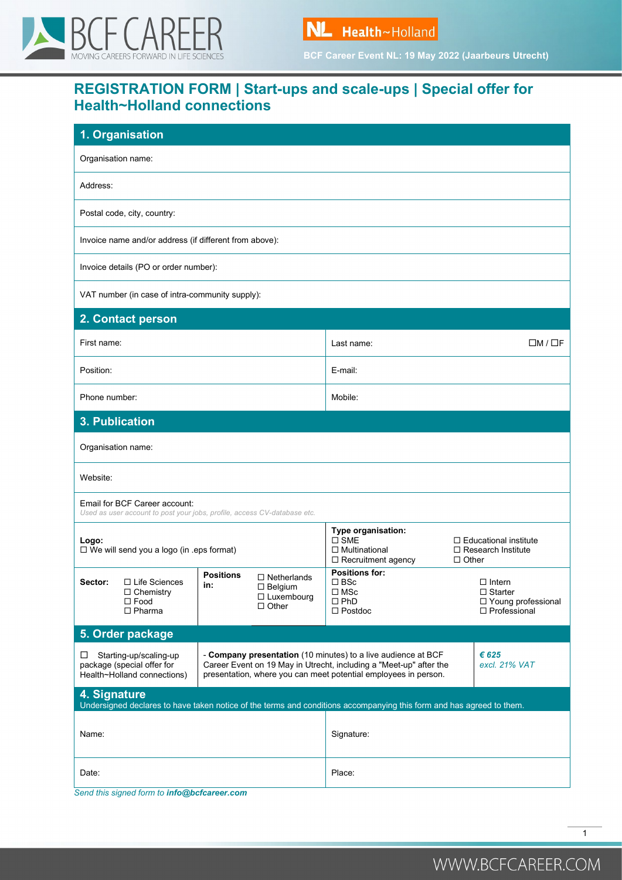BCF CAREER
MOVING CAREERS FORWARD IN LIFE SCIENCES

NL Health~Holland

BCF Career Event NL: 19 May 2022 (Jaarbeurs Utrecht)

# REGISTRATION FORM | Start-ups and scale-ups | Special offer for Health~Holland connections

## 1. Organisation

Organisation name:

Address:

Postal code, city, country:

Invoice name and/or address (if different from above):

Invoice details (PO or order number):

VAT number (in case of intra-community supply):

## 2. Contact person

| | |
|---|---|
| First name: | Last name: ☐M / ☐F |
| Position: | E-mail: |
| Phone number: | Mobile: |

## 3. Publication

Organisation name:

Website:

Email for BCF Career account:
*Used as user account to post your jobs, profile, access CV-database etc.*

| | |
|---|---|
| **Logo:**<br>☐ We will send you a logo (in .eps format) | **Type organisation:**<br>☐ SME ☐ Educational institute<br>☐ Multinational ☐ Research Institute<br>☐ Recruitment agency ☐ Other |

| Sector: | | Positions in: | | Positions for: | |
|---|---|---|---|---|---|
| | ☐ Life Sciences<br>☐ Chemistry<br>☐ Food<br>☐ Pharma | | ☐ Netherlands<br>☐ Belgium<br>☐ Luxembourg<br>☐ Other | ☐ BSc<br>☐ MSc<br>☐ PhD<br>☐ Postdoc | ☐ Intern<br>☐ Starter<br>☐ Young professional<br>☐ Professional |

## 5. Order package

| | | |
|---|---|---|
| ☐ Starting-up/scaling-up package (special offer for Health~Holland connections) | - **Company presentation** (10 minutes) to a live audience at BCF Career Event on 19 May in Utrecht, including a "Meet-up" after the presentation, where you can meet potential employees in person. | ***€ 625***<br>*excl. 21% VAT* |

## 4. Signature

Undersigned declares to have taken notice of the terms and conditions accompanying this form and has agreed to them.

| | |
|---|---|
| Name: | Signature: |
| Date: | Place: |

*Send this signed form to* ***info@bcfcareer.com***

WWW.BCFCAREER.COM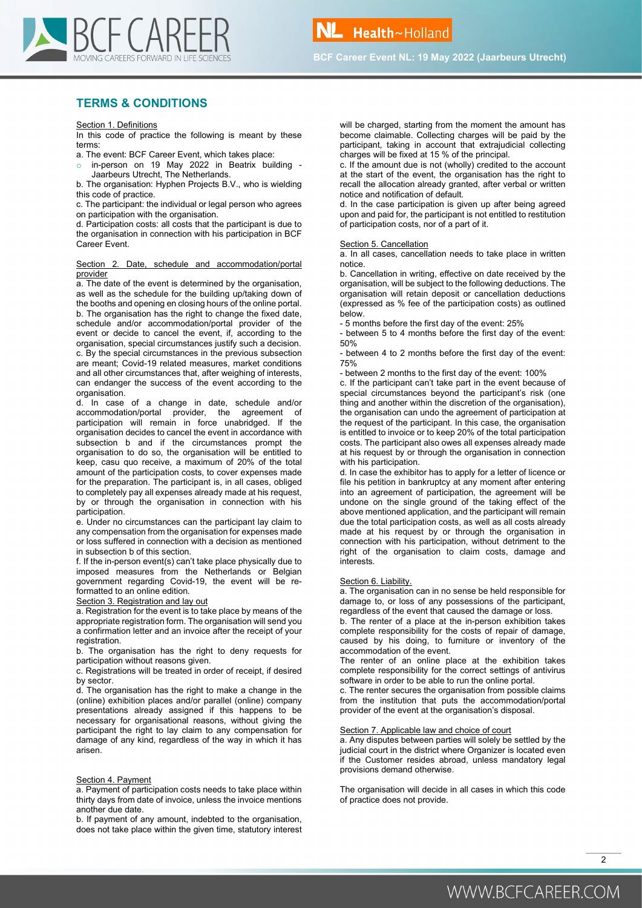## TERMS & CONDITIONS

Section 1. Definitions

In this code of practice the following is meant by these terms:

a. The event: BCF Career Event, which takes place:

- in-person on 19 May 2022 in Beatrix building - Jaarbeurs Utrecht, The Netherlands.

b. The organisation: Hyphen Projects B.V., who is wielding this code of practice.

c. The participant: the individual or legal person who agrees on participation with the organisation.

d. Participation costs: all costs that the participant is due to the organisation in connection with his participation in BCF Career Event.

Section 2. Date, schedule and accommodation/portal provider

a. The date of the event is determined by the organisation, as well as the schedule for the building up/taking down of the booths and opening en closing hours of the online portal.

b. The organisation has the right to change the fixed date, schedule and/or accommodation/portal provider of the event or decide to cancel the event, if, according to the organisation, special circumstances justify such a decision.

c. By the special circumstances in the previous subsection are meant; Covid-19 related measures, market conditions and all other circumstances that, after weighing of interests, can endanger the success of the event according to the organisation.

d. In case of a change in date, schedule and/or accommodation/portal provider, the agreement of participation will remain in force unabridged. If the organisation decides to cancel the event in accordance with subsection b and if the circumstances prompt the organisation to do so, the organisation will be entitled to keep, casu quo receive, a maximum of 20% of the total amount of the participation costs, to cover expenses made for the preparation. The participant is, in all cases, obliged to completely pay all expenses already made at his request, by or through the organisation in connection with his participation.

e. Under no circumstances can the participant lay claim to any compensation from the organisation for expenses made or loss suffered in connection with a decision as mentioned in subsection b of this section.

f. If the in-person event(s) can't take place physically due to imposed measures from the Netherlands or Belgian government regarding Covid-19, the event will be re-formatted to an online edition.

Section 3. Registration and lay out

a. Registration for the event is to take place by means of the appropriate registration form. The organisation will send you a confirmation letter and an invoice after the receipt of your registration.

b. The organisation has the right to deny requests for participation without reasons given.

c. Registrations will be treated in order of receipt, if desired by sector.

d. The organisation has the right to make a change in the (online) exhibition places and/or parallel (online) company presentations already assigned if this happens to be necessary for organisational reasons, without giving the participant the right to lay claim to any compensation for damage of any kind, regardless of the way in which it has arisen.

Section 4. Payment

a. Payment of participation costs needs to take place within thirty days from date of invoice, unless the invoice mentions another due date.

b. If payment of any amount, indebted to the organisation, does not take place within the given time, statutory interest will be charged, starting from the moment the amount has become claimable. Collecting charges will be paid by the participant, taking in account that extrajudicial collecting charges will be fixed at 15 % of the principal.

c. If the amount due is not (wholly) credited to the account at the start of the event, the organisation has the right to recall the allocation already granted, after verbal or written notice and notification of default.

d. In the case participation is given up after being agreed upon and paid for, the participant is not entitled to restitution of participation costs, nor of a part of it.

Section 5. Cancellation

a. In all cases, cancellation needs to take place in written notice.

b. Cancellation in writing, effective on date received by the organisation, will be subject to the following deductions. The organisation will retain deposit or cancellation deductions (expressed as % fee of the participation costs) as outlined below.

- 5 months before the first day of the event: 25%
- between 5 to 4 months before the first day of the event: 50%
- between 4 to 2 months before the first day of the event: 75%
- between 2 months to the first day of the event: 100%

c. If the participant can't take part in the event because of special circumstances beyond the participant's risk (one thing and another within the discretion of the organisation), the organisation can undo the agreement of participation at the request of the participant. In this case, the organisation is entitled to invoice or to keep 20% of the total participation costs. The participant also owes all expenses already made at his request by or through the organisation in connection with his participation.

d. In case the exhibitor has to apply for a letter of licence or file his petition in bankruptcy at any moment after entering into an agreement of participation, the agreement will be undone on the single ground of the taking effect of the above mentioned application, and the participant will remain due the total participation costs, as well as all costs already made at his request by or through the organisation in connection with his participation, without detriment to the right of the organisation to claim costs, damage and interests.

Section 6. Liability.

a. The organisation can in no sense be held responsible for damage to, or loss of any possessions of the participant, regardless of the event that caused the damage or loss.

b. The renter of a place at the in-person exhibition takes complete responsibility for the costs of repair of damage, caused by his doing, to furniture or inventory of the accommodation of the event.

The renter of an online place at the exhibition takes complete responsibility for the correct settings of antivirus software in order to be able to run the online portal.

c. The renter secures the organisation from possible claims from the institution that puts the accommodation/portal provider of the event at the organisation's disposal.

Section 7. Applicable law and choice of court

a. Any disputes between parties will solely be settled by the judicial court in the district where Organizer is located even if the Customer resides abroad, unless mandatory legal provisions demand otherwise.

The organisation will decide in all cases in which this code of practice does not provide.